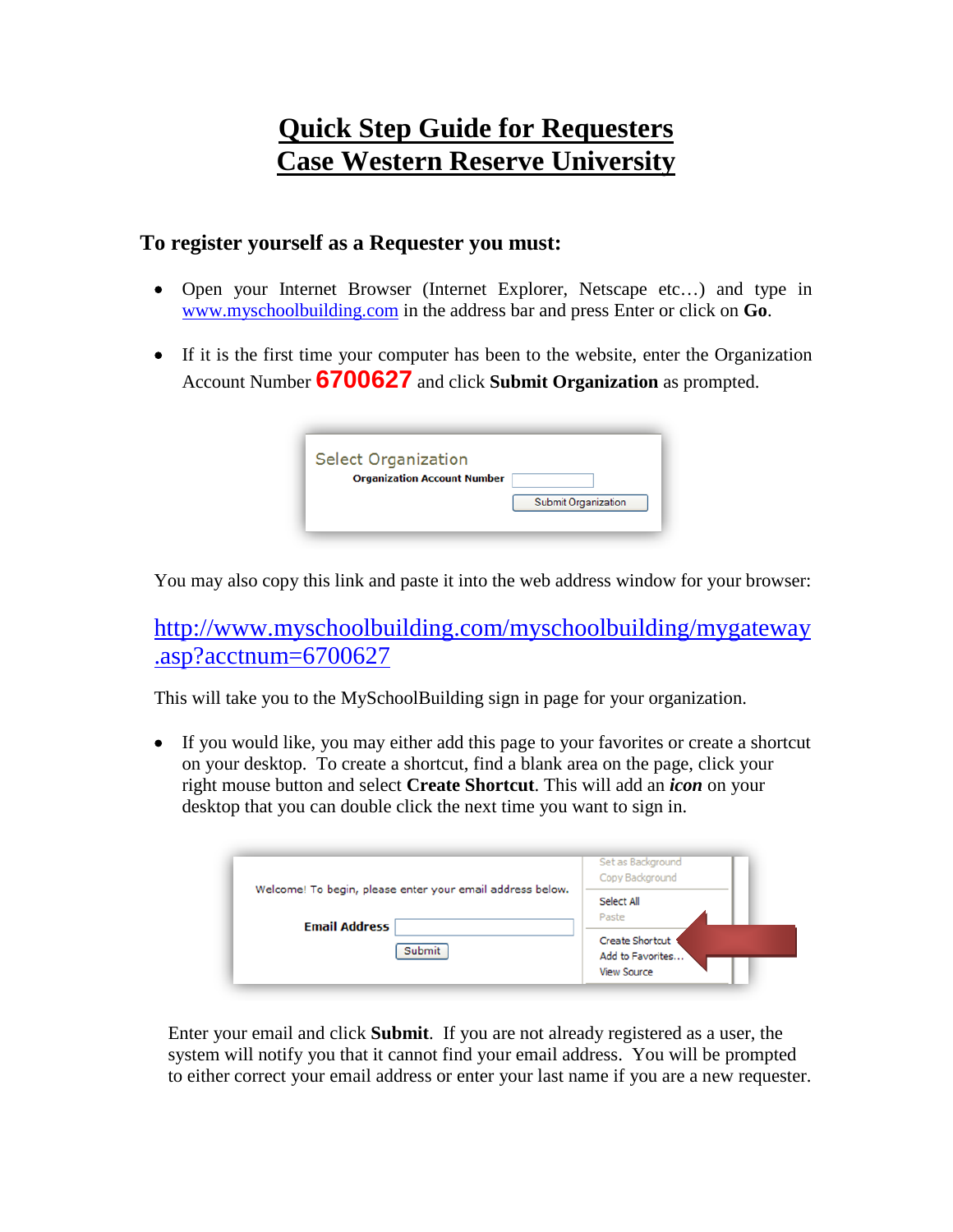# Quick Step Guide for Requesters
# Case Western Reserve University

### To register yourself as a Requester you must:

- Open your Internet Browser (Internet Explorer, Netscape etc…) and type in www.myschoolbuilding.com in the address bar and press Enter or click on **Go**.
- If it is the first time your computer has been to the website, enter the Organization Account Number **6700627** and click **Submit Organization** as prompted.

Select Organization
**Organization Account Number** [ ]
[Submit Organization]

You may also copy this link and paste it into the web address window for your browser:

http://www.myschoolbuilding.com/myschoolbuilding/mygateway.asp?acctnum=6700627

This will take you to the MySchoolBuilding sign in page for your organization.

- If you would like, you may either add this page to your favorites or create a shortcut on your desktop. To create a shortcut, find a blank area on the page, click your right mouse button and select **Create Shortcut**. This will add an ***icon*** on your desktop that you can double click the next time you want to sign in.

Welcome! To begin, please enter your email address below.
**Email Address** [ ]
[Submit]

Set as Background
Copy Background
Select All
Paste
Create Shortcut
Add to Favorites…
View Source

Enter your email and click **Submit**. If you are not already registered as a user, the system will notify you that it cannot find your email address. You will be prompted to either correct your email address or enter your last name if you are a new requester.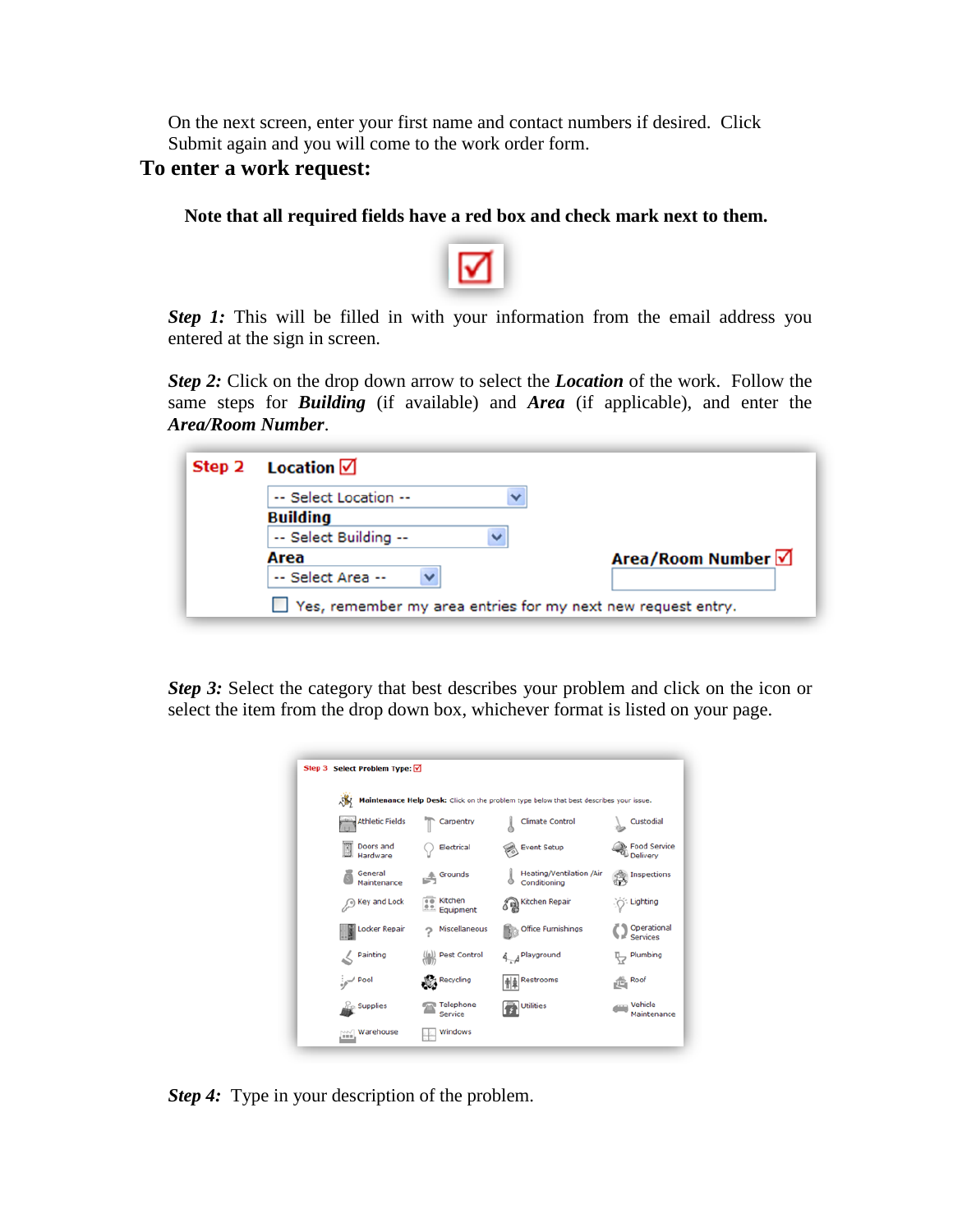On the next screen, enter your first name and contact numbers if desired. Click Submit again and you will come to the work order form.

## To enter a work request:

**Note that all required fields have a red box and check mark next to them.**

***Step 1:*** This will be filled in with your information from the email address you entered at the sign in screen.

***Step 2:*** Click on the drop down arrow to select the ***Location*** of the work. Follow the same steps for ***Building*** (if available) and ***Area*** (if applicable), and enter the ***Area/Room Number***.

***Step 3:*** Select the category that best describes your problem and click on the icon or select the item from the drop down box, whichever format is listed on your page.

***Step 4:*** Type in your description of the problem.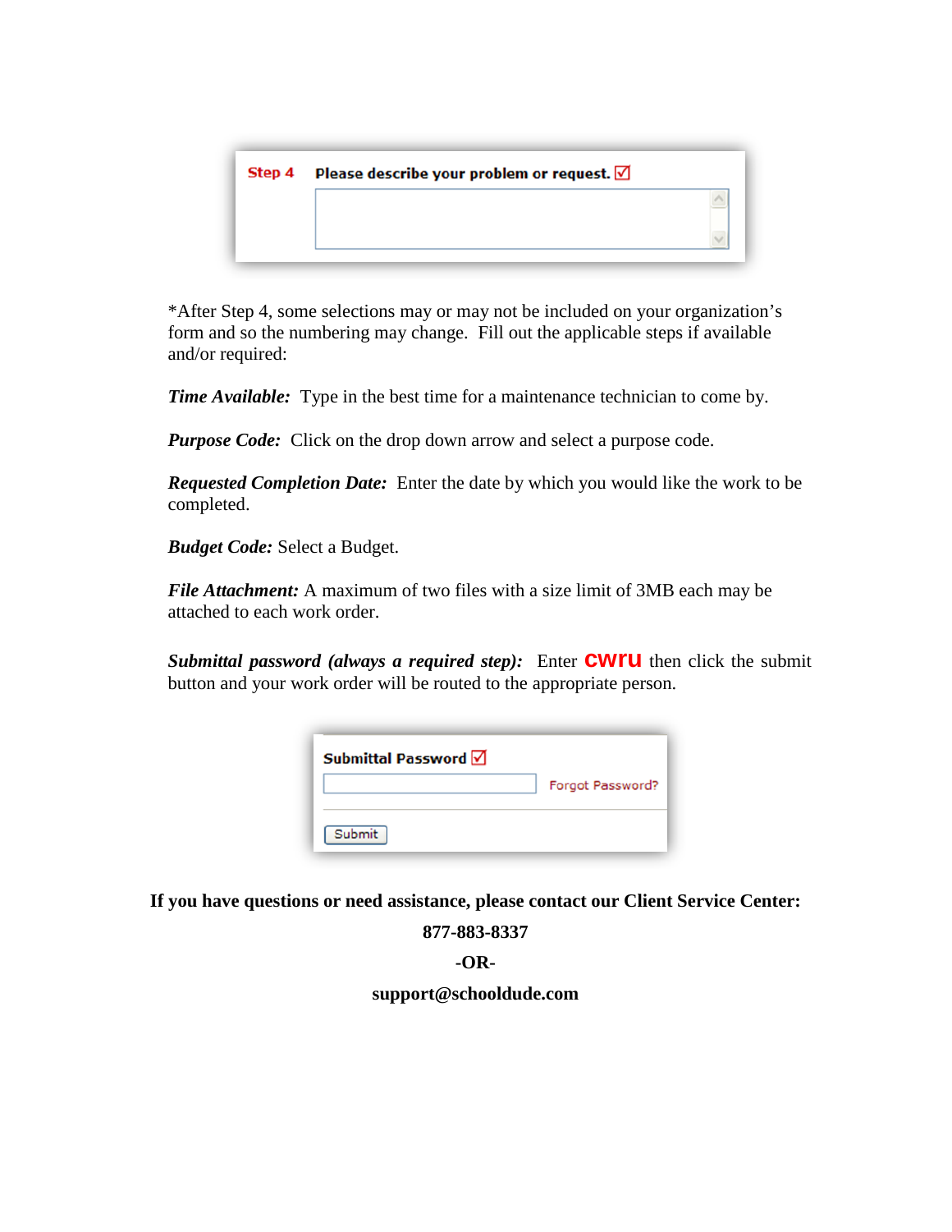Step 4 Please describe your problem or request. ☑

*After Step 4, some selections may or may not be included on your organization's form and so the numbering may change. Fill out the applicable steps if available and/or required:

***Time Available:*** Type in the best time for a maintenance technician to come by.

***Purpose Code:*** Click on the drop down arrow and select a purpose code.

***Requested Completion Date:*** Enter the date by which you would like the work to be completed.

***Budget Code:*** Select a Budget.

***File Attachment:*** A maximum of two files with a size limit of 3MB each may be attached to each work order.

***Submittal password (always a required step):*** Enter **cwru** then click the submit button and your work order will be routed to the appropriate person.

Submittal Password ☑

Forgot Password?

Submit

**If you have questions or need assistance, please contact our Client Service Center:**

**877-883-8337**

**-OR-**

**support@schooldude.com**